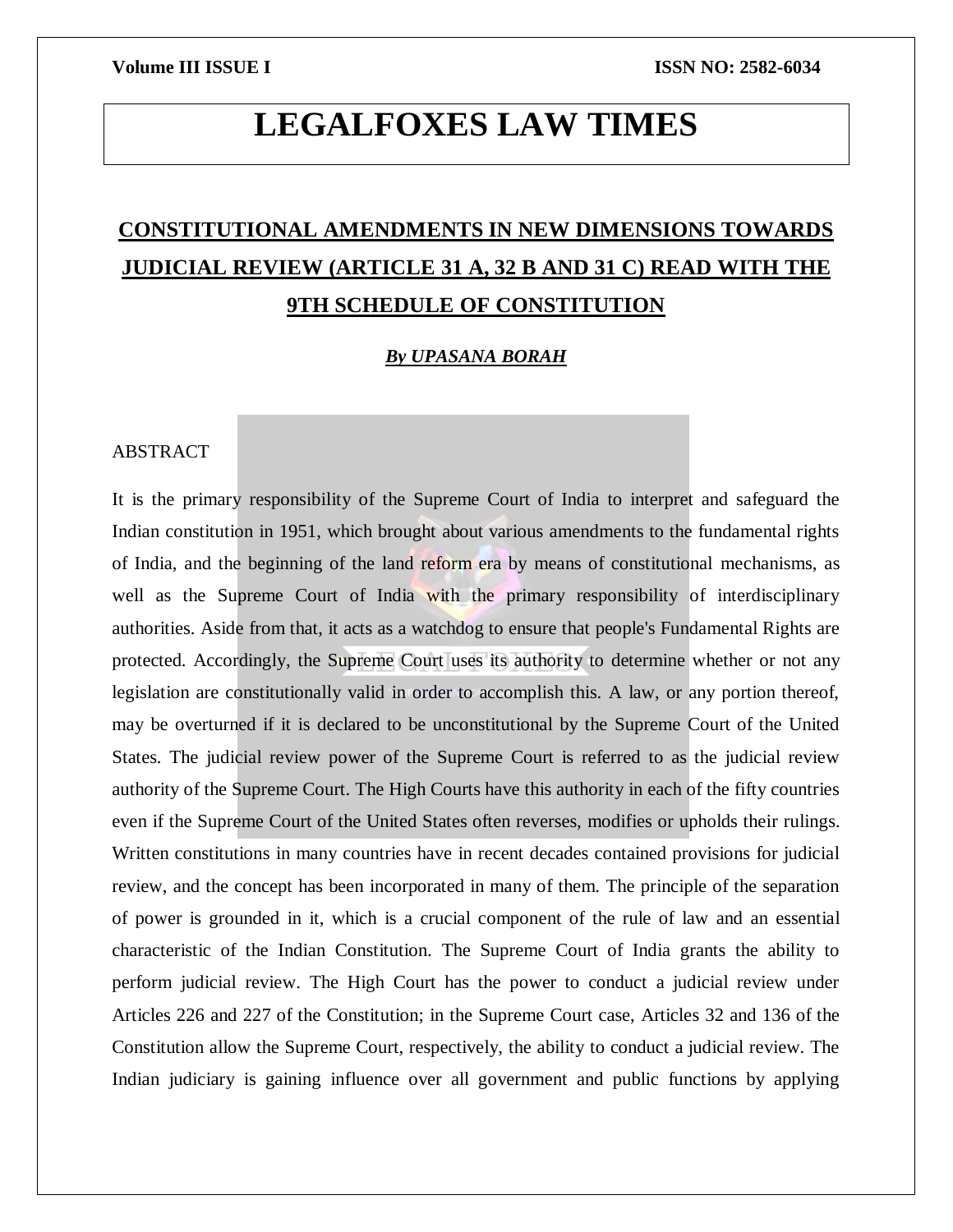# LEGALFOXES LAW TIMES

## CONSTITUTIONAL AMENDMENTS IN NEW DIMENSIONS TOWARDS JUDICIAL REVIEW (ARTICLE 31 A, 32 B AND 31 C) READ WITH THE 9TH SCHEDULE OF CONSTITUTION

***By UPASANA BORAH***

ABSTRACT

It is the primary responsibility of the Supreme Court of India to interpret and safeguard the Indian constitution in 1951, which brought about various amendments to the fundamental rights of India, and the beginning of the land reform era by means of constitutional mechanisms, as well as the Supreme Court of India with the primary responsibility of interdisciplinary authorities. Aside from that, it acts as a watchdog to ensure that people's Fundamental Rights are protected. Accordingly, the Supreme Court uses its authority to determine whether or not any legislation are constitutionally valid in order to accomplish this. A law, or any portion thereof, may be overturned if it is declared to be unconstitutional by the Supreme Court of the United States. The judicial review power of the Supreme Court is referred to as the judicial review authority of the Supreme Court. The High Courts have this authority in each of the fifty countries even if the Supreme Court of the United States often reverses, modifies or upholds their rulings. Written constitutions in many countries have in recent decades contained provisions for judicial review, and the concept has been incorporated in many of them. The principle of the separation of power is grounded in it, which is a crucial component of the rule of law and an essential characteristic of the Indian Constitution. The Supreme Court of India grants the ability to perform judicial review. The High Court has the power to conduct a judicial review under Articles 226 and 227 of the Constitution; in the Supreme Court case, Articles 32 and 136 of the Constitution allow the Supreme Court, respectively, the ability to conduct a judicial review. The Indian judiciary is gaining influence over all government and public functions by applying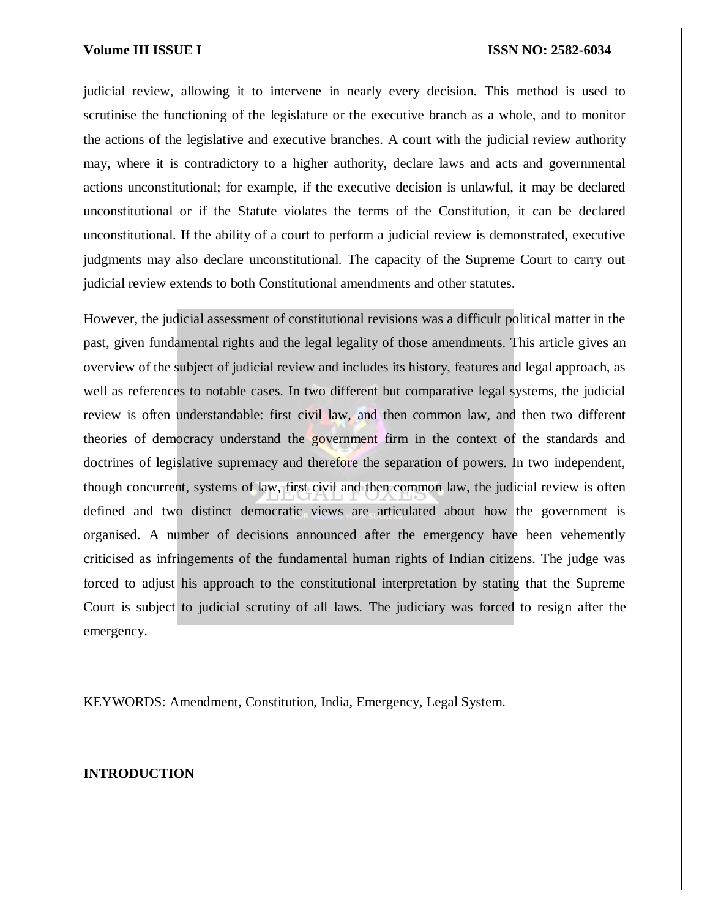judicial review, allowing it to intervene in nearly every decision. This method is used to scrutinise the functioning of the legislature or the executive branch as a whole, and to monitor the actions of the legislative and executive branches. A court with the judicial review authority may, where it is contradictory to a higher authority, declare laws and acts and governmental actions unconstitutional; for example, if the executive decision is unlawful, it may be declared unconstitutional or if the Statute violates the terms of the Constitution, it can be declared unconstitutional. If the ability of a court to perform a judicial review is demonstrated, executive judgments may also declare unconstitutional. The capacity of the Supreme Court to carry out judicial review extends to both Constitutional amendments and other statutes.

However, the judicial assessment of constitutional revisions was a difficult political matter in the past, given fundamental rights and the legal legality of those amendments. This article gives an overview of the subject of judicial review and includes its history, features and legal approach, as well as references to notable cases. In two different but comparative legal systems, the judicial review is often understandable: first civil law, and then common law, and then two different theories of democracy understand the government firm in the context of the standards and doctrines of legislative supremacy and therefore the separation of powers. In two independent, though concurrent, systems of law, first civil and then common law, the judicial review is often defined and two distinct democratic views are articulated about how the government is organised. A number of decisions announced after the emergency have been vehemently criticised as infringements of the fundamental human rights of Indian citizens. The judge was forced to adjust his approach to the constitutional interpretation by stating that the Supreme Court is subject to judicial scrutiny of all laws. The judiciary was forced to resign after the emergency.

KEYWORDS: Amendment, Constitution, India, Emergency, Legal System.

## INTRODUCTION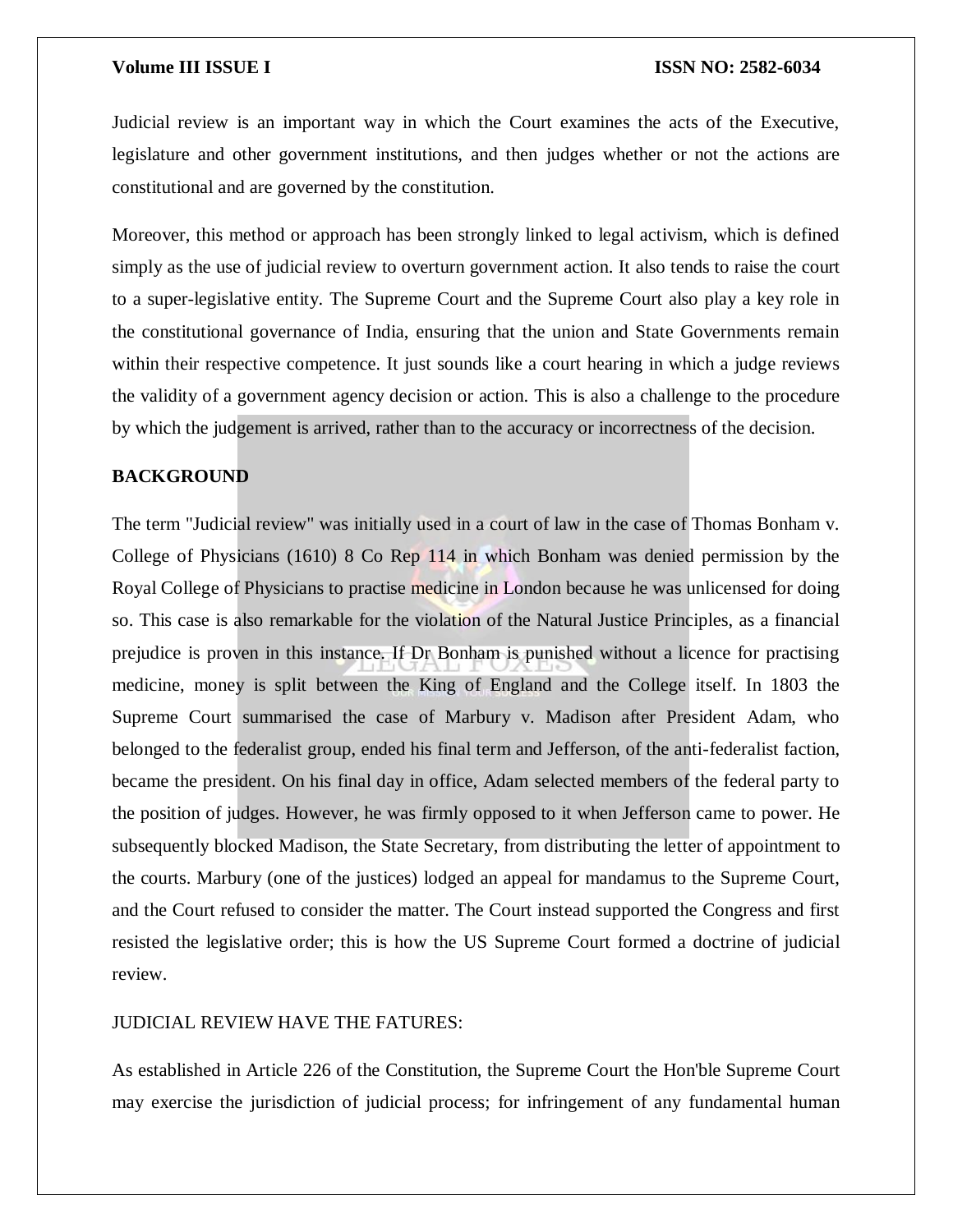Judicial review is an important way in which the Court examines the acts of the Executive, legislature and other government institutions, and then judges whether or not the actions are constitutional and are governed by the constitution.

Moreover, this method or approach has been strongly linked to legal activism, which is defined simply as the use of judicial review to overturn government action. It also tends to raise the court to a super-legislative entity. The Supreme Court and the Supreme Court also play a key role in the constitutional governance of India, ensuring that the union and State Governments remain within their respective competence. It just sounds like a court hearing in which a judge reviews the validity of a government agency decision or action. This is also a challenge to the procedure by which the judgement is arrived, rather than to the accuracy or incorrectness of the decision.

## BACKGROUND

The term "Judicial review" was initially used in a court of law in the case of Thomas Bonham v. College of Physicians (1610) 8 Co Rep 114 in which Bonham was denied permission by the Royal College of Physicians to practise medicine in London because he was unlicensed for doing so. This case is also remarkable for the violation of the Natural Justice Principles, as a financial prejudice is proven in this instance. If Dr Bonham is punished without a licence for practising medicine, money is split between the King of England and the College itself. In 1803 the Supreme Court summarised the case of Marbury v. Madison after President Adam, who belonged to the federalist group, ended his final term and Jefferson, of the anti-federalist faction, became the president. On his final day in office, Adam selected members of the federal party to the position of judges. However, he was firmly opposed to it when Jefferson came to power. He subsequently blocked Madison, the State Secretary, from distributing the letter of appointment to the courts. Marbury (one of the justices) lodged an appeal for mandamus to the Supreme Court, and the Court refused to consider the matter. The Court instead supported the Congress and first resisted the legislative order; this is how the US Supreme Court formed a doctrine of judicial review.

JUDICIAL REVIEW HAVE THE FATURES:

As established in Article 226 of the Constitution, the Supreme Court the Hon'ble Supreme Court may exercise the jurisdiction of judicial process; for infringement of any fundamental human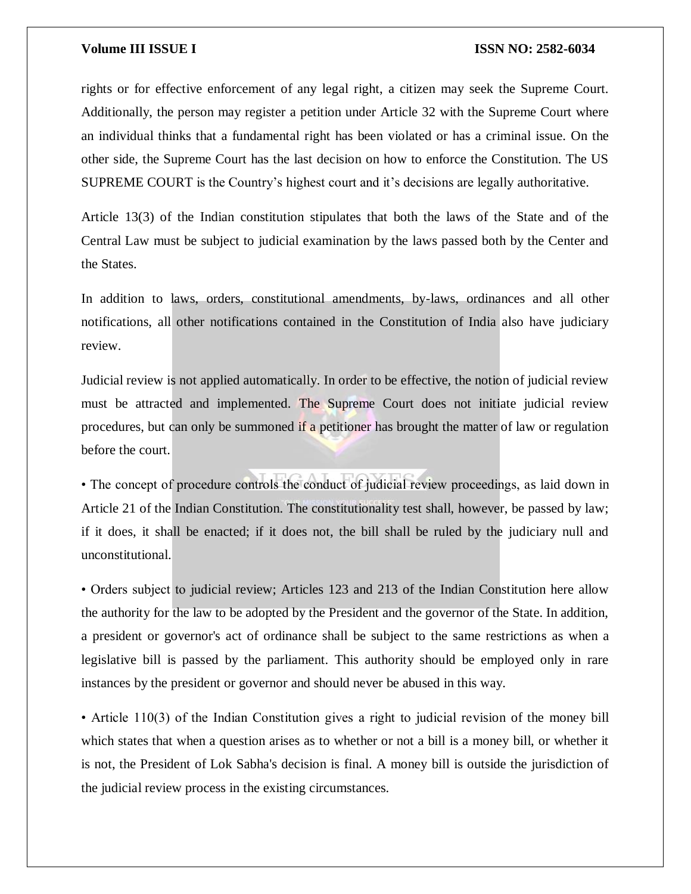rights or for effective enforcement of any legal right, a citizen may seek the Supreme Court. Additionally, the person may register a petition under Article 32 with the Supreme Court where an individual thinks that a fundamental right has been violated or has a criminal issue. On the other side, the Supreme Court has the last decision on how to enforce the Constitution. The US SUPREME COURT is the Country's highest court and it's decisions are legally authoritative.

Article 13(3) of the Indian constitution stipulates that both the laws of the State and of the Central Law must be subject to judicial examination by the laws passed both by the Center and the States.

In addition to laws, orders, constitutional amendments, by-laws, ordinances and all other notifications, all other notifications contained in the Constitution of India also have judiciary review.

Judicial review is not applied automatically. In order to be effective, the notion of judicial review must be attracted and implemented. The Supreme Court does not initiate judicial review procedures, but can only be summoned if a petitioner has brought the matter of law or regulation before the court.

- The concept of procedure controls the conduct of judicial review proceedings, as laid down in Article 21 of the Indian Constitution. The constitutionality test shall, however, be passed by law; if it does, it shall be enacted; if it does not, the bill shall be ruled by the judiciary null and unconstitutional.

- Orders subject to judicial review; Articles 123 and 213 of the Indian Constitution here allow the authority for the law to be adopted by the President and the governor of the State. In addition, a president or governor's act of ordinance shall be subject to the same restrictions as when a legislative bill is passed by the parliament. This authority should be employed only in rare instances by the president or governor and should never be abused in this way.

- Article 110(3) of the Indian Constitution gives a right to judicial revision of the money bill which states that when a question arises as to whether or not a bill is a money bill, or whether it is not, the President of Lok Sabha's decision is final. A money bill is outside the jurisdiction of the judicial review process in the existing circumstances.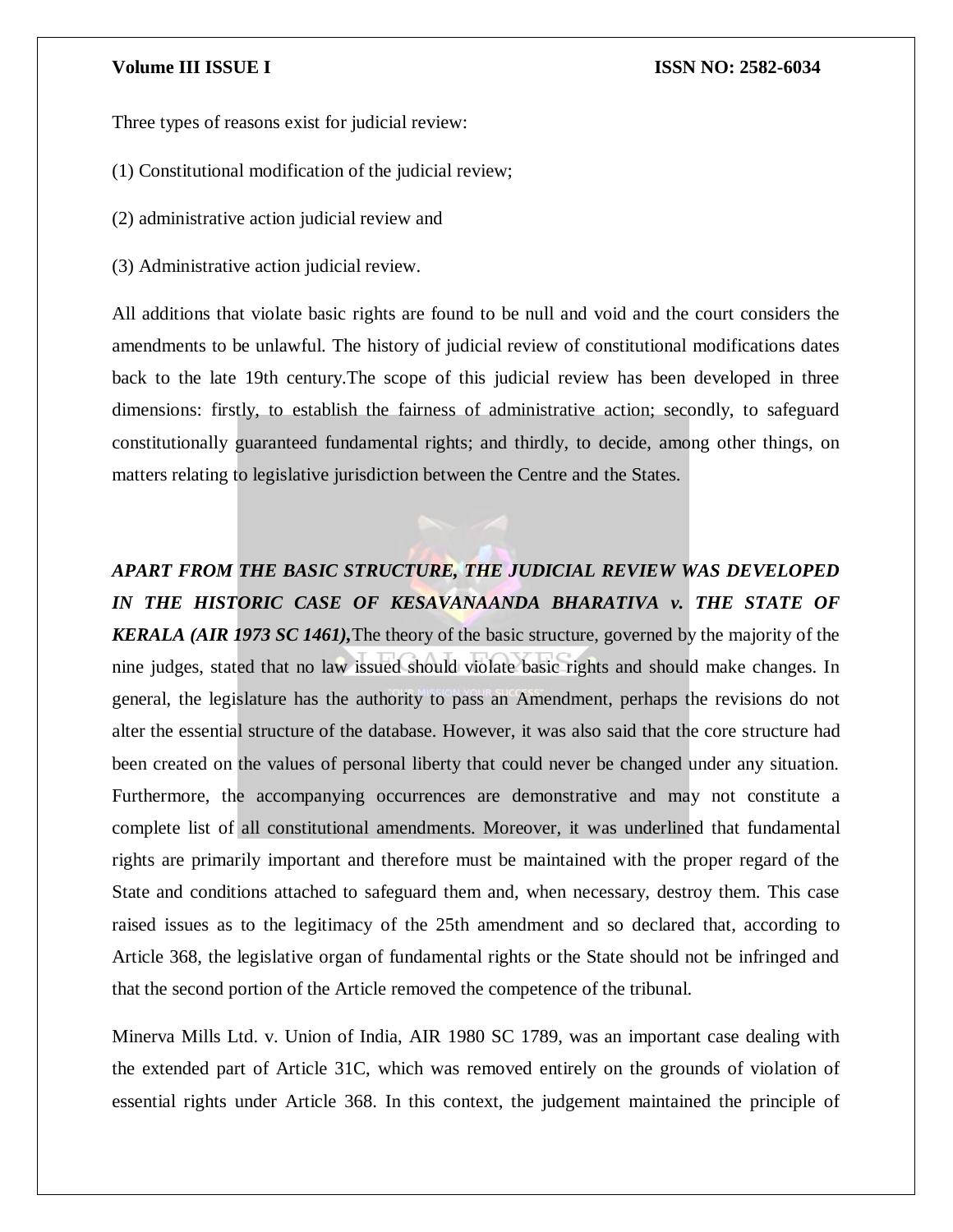Three types of reasons exist for judicial review:

(1) Constitutional modification of the judicial review;

(2) administrative action judicial review and

(3) Administrative action judicial review.

All additions that violate basic rights are found to be null and void and the court considers the amendments to be unlawful. The history of judicial review of constitutional modifications dates back to the late 19th century.The scope of this judicial review has been developed in three dimensions: firstly, to establish the fairness of administrative action; secondly, to safeguard constitutionally guaranteed fundamental rights; and thirdly, to decide, among other things, on matters relating to legislative jurisdiction between the Centre and the States.

***APART FROM THE BASIC STRUCTURE, THE JUDICIAL REVIEW WAS DEVELOPED IN THE HISTORIC CASE OF KESAVANAANDA BHARATIVA v. THE STATE OF KERALA (AIR 1973 SC 1461),*** The theory of the basic structure, governed by the majority of the nine judges, stated that no law issued should violate basic rights and should make changes. In general, the legislature has the authority to pass an Amendment, perhaps the revisions do not alter the essential structure of the database. However, it was also said that the core structure had been created on the values of personal liberty that could never be changed under any situation. Furthermore, the accompanying occurrences are demonstrative and may not constitute a complete list of all constitutional amendments. Moreover, it was underlined that fundamental rights are primarily important and therefore must be maintained with the proper regard of the State and conditions attached to safeguard them and, when necessary, destroy them. This case raised issues as to the legitimacy of the 25th amendment and so declared that, according to Article 368, the legislative organ of fundamental rights or the State should not be infringed and that the second portion of the Article removed the competence of the tribunal.

Minerva Mills Ltd. v. Union of India, AIR 1980 SC 1789, was an important case dealing with the extended part of Article 31C, which was removed entirely on the grounds of violation of essential rights under Article 368. In this context, the judgement maintained the principle of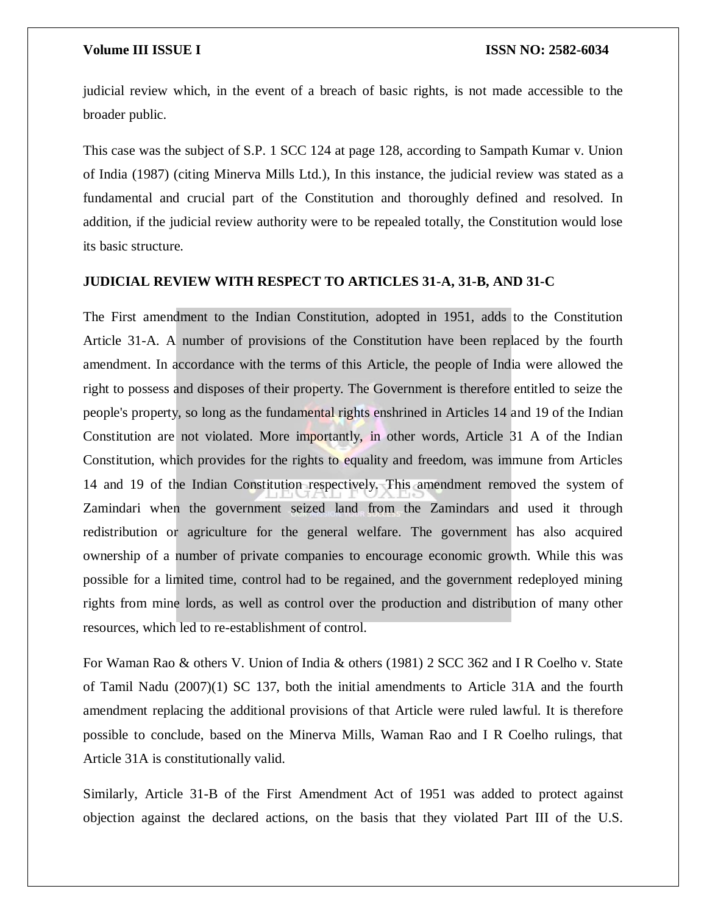judicial review which, in the event of a breach of basic rights, is not made accessible to the broader public.

This case was the subject of S.P. 1 SCC 124 at page 128, according to Sampath Kumar v. Union of India (1987) (citing Minerva Mills Ltd.), In this instance, the judicial review was stated as a fundamental and crucial part of the Constitution and thoroughly defined and resolved. In addition, if the judicial review authority were to be repealed totally, the Constitution would lose its basic structure.

**JUDICIAL REVIEW WITH RESPECT TO ARTICLES 31-A, 31-B, AND 31-C**

The First amendment to the Indian Constitution, adopted in 1951, adds to the Constitution Article 31-A. A number of provisions of the Constitution have been replaced by the fourth amendment. In accordance with the terms of this Article, the people of India were allowed the right to possess and disposes of their property. The Government is therefore entitled to seize the people's property, so long as the fundamental rights enshrined in Articles 14 and 19 of the Indian Constitution are not violated. More importantly, in other words, Article 31 A of the Indian Constitution, which provides for the rights to equality and freedom, was immune from Articles 14 and 19 of the Indian Constitution respectively. This amendment removed the system of Zamindari when the government seized land from the Zamindars and used it through redistribution or agriculture for the general welfare. The government has also acquired ownership of a number of private companies to encourage economic growth. While this was possible for a limited time, control had to be regained, and the government redeployed mining rights from mine lords, as well as control over the production and distribution of many other resources, which led to re-establishment of control.

For Waman Rao & others V. Union of India & others (1981) 2 SCC 362 and I R Coelho v. State of Tamil Nadu (2007)(1) SC 137, both the initial amendments to Article 31A and the fourth amendment replacing the additional provisions of that Article were ruled lawful. It is therefore possible to conclude, based on the Minerva Mills, Waman Rao and I R Coelho rulings, that Article 31A is constitutionally valid.

Similarly, Article 31-B of the First Amendment Act of 1951 was added to protect against objection against the declared actions, on the basis that they violated Part III of the U.S.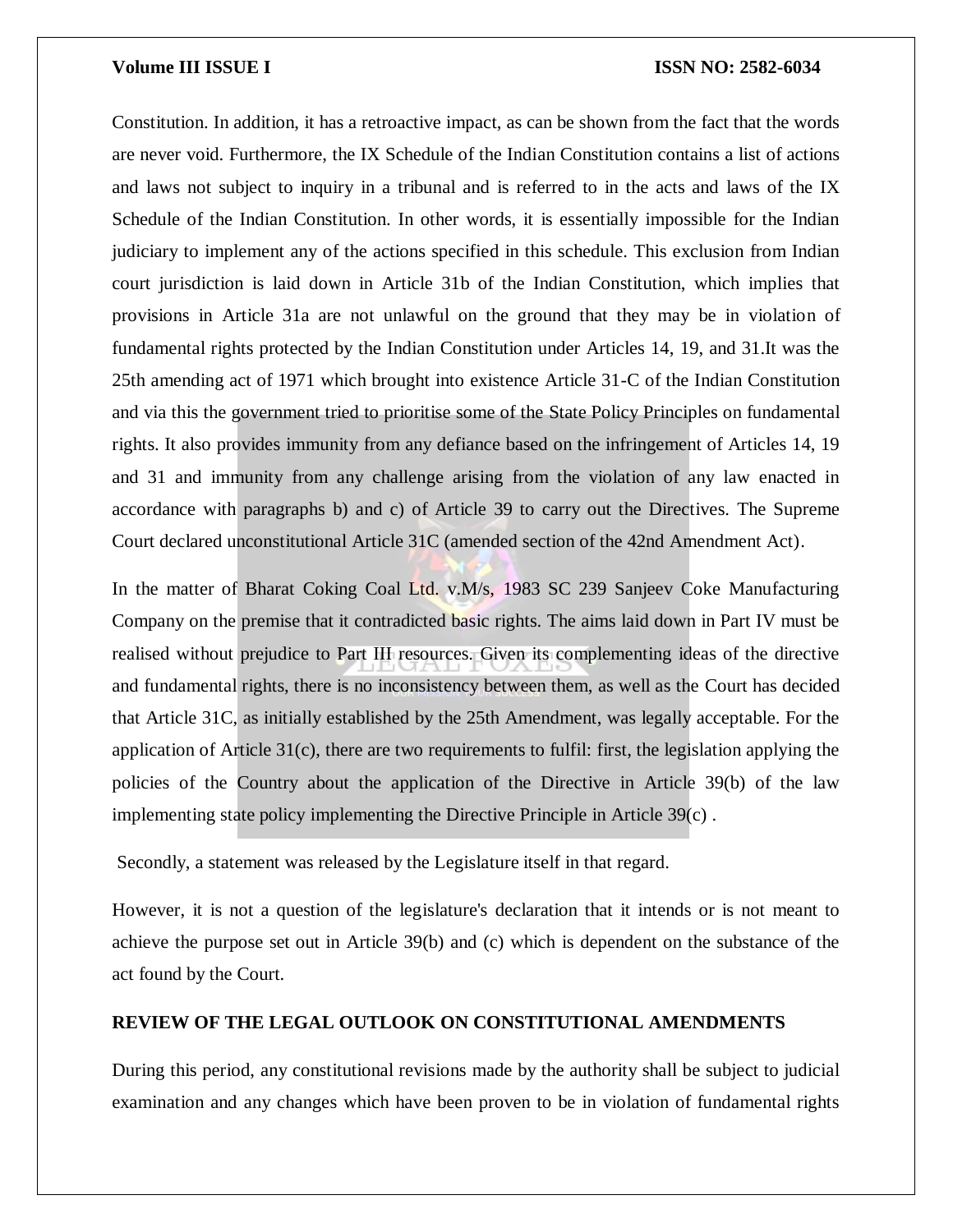Constitution. In addition, it has a retroactive impact, as can be shown from the fact that the words are never void. Furthermore, the IX Schedule of the Indian Constitution contains a list of actions and laws not subject to inquiry in a tribunal and is referred to in the acts and laws of the IX Schedule of the Indian Constitution. In other words, it is essentially impossible for the Indian judiciary to implement any of the actions specified in this schedule. This exclusion from Indian court jurisdiction is laid down in Article 31b of the Indian Constitution, which implies that provisions in Article 31a are not unlawful on the ground that they may be in violation of fundamental rights protected by the Indian Constitution under Articles 14, 19, and 31.It was the 25th amending act of 1971 which brought into existence Article 31-C of the Indian Constitution and via this the government tried to prioritise some of the State Policy Principles on fundamental rights. It also provides immunity from any defiance based on the infringement of Articles 14, 19 and 31 and immunity from any challenge arising from the violation of any law enacted in accordance with paragraphs b) and c) of Article 39 to carry out the Directives. The Supreme Court declared unconstitutional Article 31C (amended section of the 42nd Amendment Act).

In the matter of Bharat Coking Coal Ltd. v.M/s, 1983 SC 239 Sanjeev Coke Manufacturing Company on the premise that it contradicted basic rights. The aims laid down in Part IV must be realised without prejudice to Part III resources. Given its complementing ideas of the directive and fundamental rights, there is no inconsistency between them, as well as the Court has decided that Article 31C, as initially established by the 25th Amendment, was legally acceptable. For the application of Article 31(c), there are two requirements to fulfil: first, the legislation applying the policies of the Country about the application of the Directive in Article 39(b) of the law implementing state policy implementing the Directive Principle in Article 39(c) .

Secondly, a statement was released by the Legislature itself in that regard.

However, it is not a question of the legislature's declaration that it intends or is not meant to achieve the purpose set out in Article 39(b) and (c) which is dependent on the substance of the act found by the Court.

**REVIEW OF THE LEGAL OUTLOOK ON CONSTITUTIONAL AMENDMENTS**

During this period, any constitutional revisions made by the authority shall be subject to judicial examination and any changes which have been proven to be in violation of fundamental rights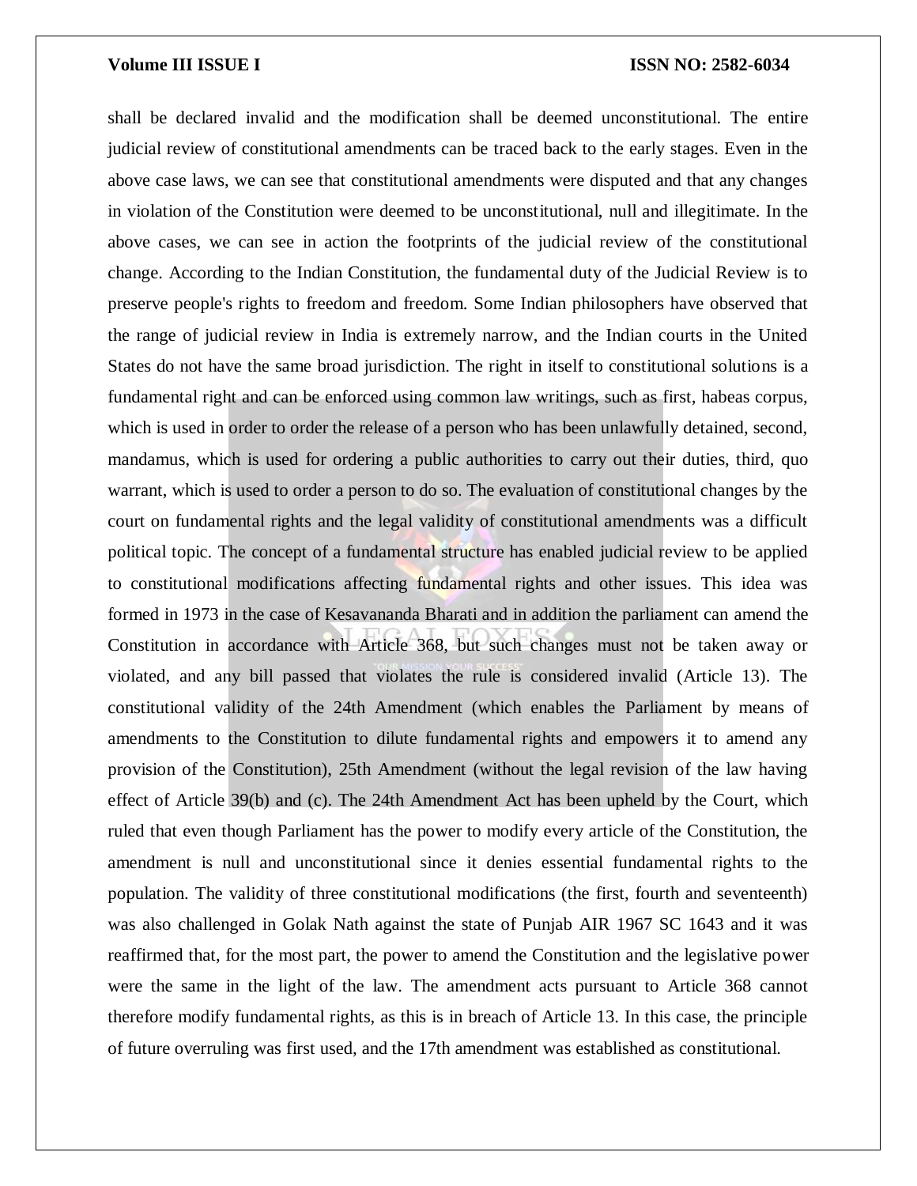shall be declared invalid and the modification shall be deemed unconstitutional. The entire judicial review of constitutional amendments can be traced back to the early stages. Even in the above case laws, we can see that constitutional amendments were disputed and that any changes in violation of the Constitution were deemed to be unconstitutional, null and illegitimate. In the above cases, we can see in action the footprints of the judicial review of the constitutional change. According to the Indian Constitution, the fundamental duty of the Judicial Review is to preserve people's rights to freedom and freedom. Some Indian philosophers have observed that the range of judicial review in India is extremely narrow, and the Indian courts in the United States do not have the same broad jurisdiction. The right in itself to constitutional solutions is a fundamental right and can be enforced using common law writings, such as first, habeas corpus, which is used in order to order the release of a person who has been unlawfully detained, second, mandamus, which is used for ordering a public authorities to carry out their duties, third, quo warrant, which is used to order a person to do so. The evaluation of constitutional changes by the court on fundamental rights and the legal validity of constitutional amendments was a difficult political topic. The concept of a fundamental structure has enabled judicial review to be applied to constitutional modifications affecting fundamental rights and other issues. This idea was formed in 1973 in the case of Kesavananda Bharati and in addition the parliament can amend the Constitution in accordance with Article 368, but such changes must not be taken away or violated, and any bill passed that violates the rule is considered invalid (Article 13). The constitutional validity of the 24th Amendment (which enables the Parliament by means of amendments to the Constitution to dilute fundamental rights and empowers it to amend any provision of the Constitution), 25th Amendment (without the legal revision of the law having effect of Article 39(b) and (c). The 24th Amendment Act has been upheld by the Court, which ruled that even though Parliament has the power to modify every article of the Constitution, the amendment is null and unconstitutional since it denies essential fundamental rights to the population. The validity of three constitutional modifications (the first, fourth and seventeenth) was also challenged in Golak Nath against the state of Punjab AIR 1967 SC 1643 and it was reaffirmed that, for the most part, the power to amend the Constitution and the legislative power were the same in the light of the law. The amendment acts pursuant to Article 368 cannot therefore modify fundamental rights, as this is in breach of Article 13. In this case, the principle of future overruling was first used, and the 17th amendment was established as constitutional.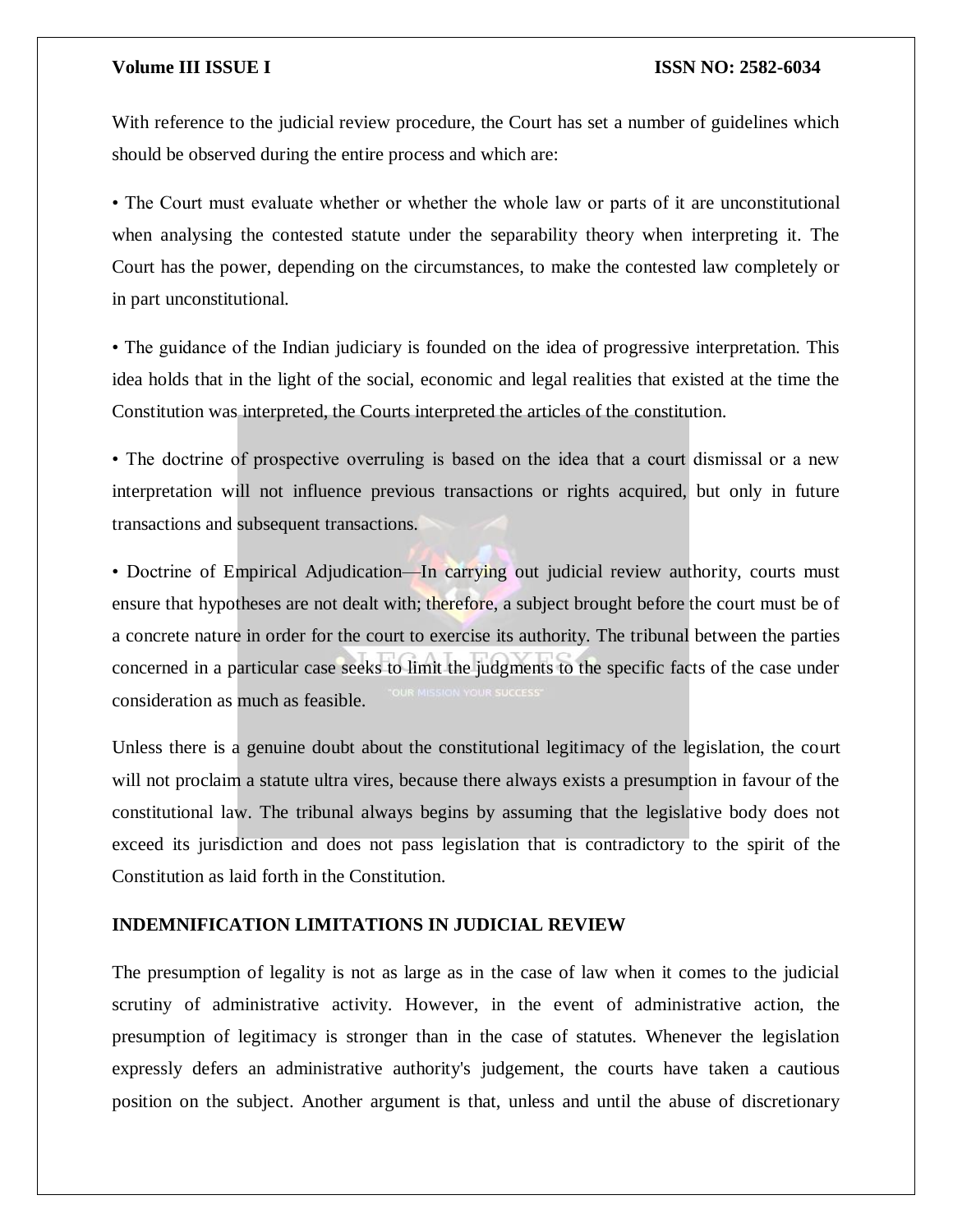With reference to the judicial review procedure, the Court has set a number of guidelines which should be observed during the entire process and which are:

- The Court must evaluate whether or whether the whole law or parts of it are unconstitutional when analysing the contested statute under the separability theory when interpreting it. The Court has the power, depending on the circumstances, to make the contested law completely or in part unconstitutional.
- The guidance of the Indian judiciary is founded on the idea of progressive interpretation. This idea holds that in the light of the social, economic and legal realities that existed at the time the Constitution was interpreted, the Courts interpreted the articles of the constitution.
- The doctrine of prospective overruling is based on the idea that a court dismissal or a new interpretation will not influence previous transactions or rights acquired, but only in future transactions and subsequent transactions.
- Doctrine of Empirical Adjudication—In carrying out judicial review authority, courts must ensure that hypotheses are not dealt with; therefore, a subject brought before the court must be of a concrete nature in order for the court to exercise its authority. The tribunal between the parties concerned in a particular case seeks to limit the judgments to the specific facts of the case under consideration as much as feasible.

Unless there is a genuine doubt about the constitutional legitimacy of the legislation, the court will not proclaim a statute ultra vires, because there always exists a presumption in favour of the constitutional law. The tribunal always begins by assuming that the legislative body does not exceed its jurisdiction and does not pass legislation that is contradictory to the spirit of the Constitution as laid forth in the Constitution.

**INDEMNIFICATION LIMITATIONS IN JUDICIAL REVIEW**

The presumption of legality is not as large as in the case of law when it comes to the judicial scrutiny of administrative activity. However, in the event of administrative action, the presumption of legitimacy is stronger than in the case of statutes. Whenever the legislation expressly defers an administrative authority's judgement, the courts have taken a cautious position on the subject. Another argument is that, unless and until the abuse of discretionary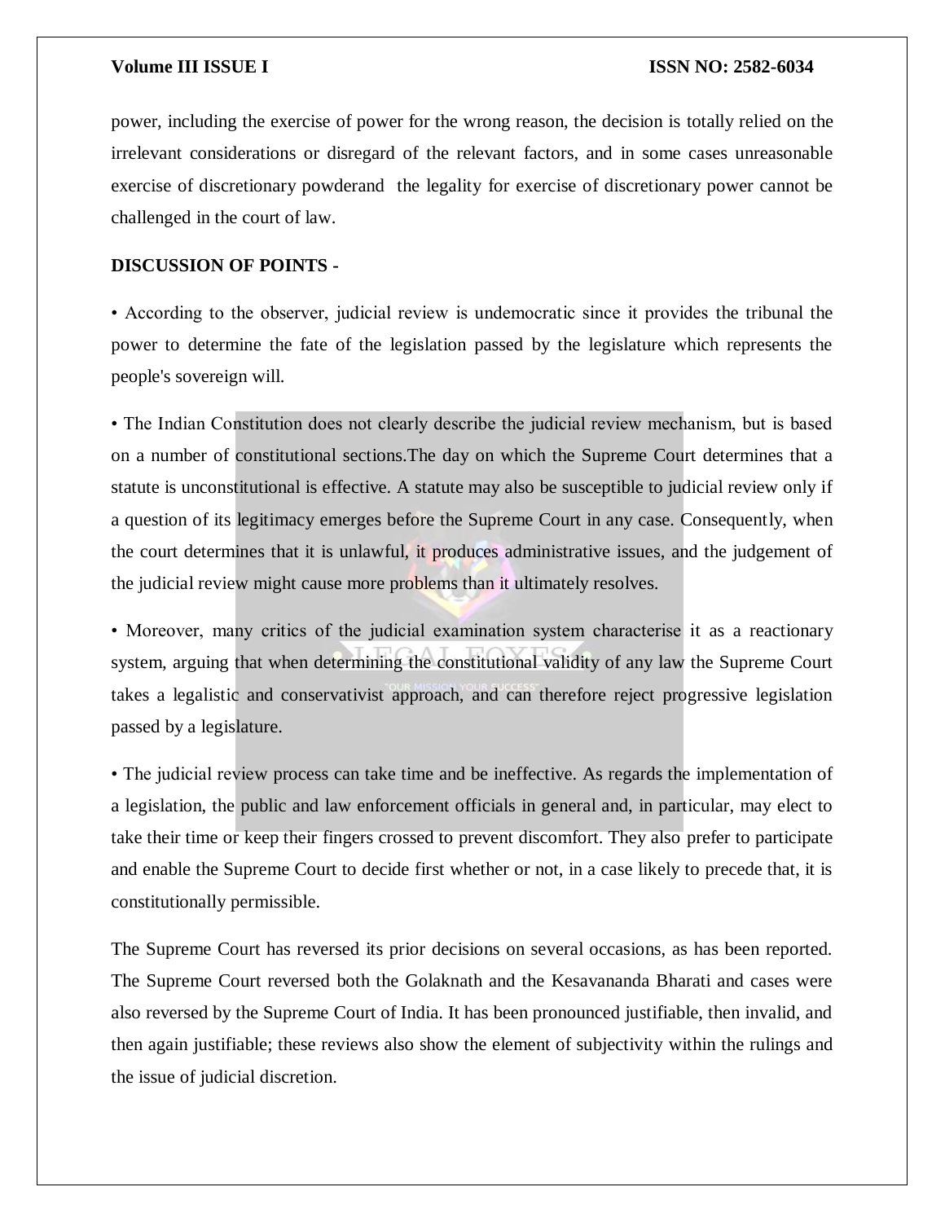power, including the exercise of power for the wrong reason, the decision is totally relied on the irrelevant considerations or disregard of the relevant factors, and in some cases unreasonable exercise of discretionary powderand the legality for exercise of discretionary power cannot be challenged in the court of law.

**DISCUSSION OF POINTS -**

• According to the observer, judicial review is undemocratic since it provides the tribunal the power to determine the fate of the legislation passed by the legislature which represents the people's sovereign will.

• The Indian Constitution does not clearly describe the judicial review mechanism, but is based on a number of constitutional sections.The day on which the Supreme Court determines that a statute is unconstitutional is effective. A statute may also be susceptible to judicial review only if a question of its legitimacy emerges before the Supreme Court in any case. Consequently, when the court determines that it is unlawful, it produces administrative issues, and the judgement of the judicial review might cause more problems than it ultimately resolves.

• Moreover, many critics of the judicial examination system characterise it as a reactionary system, arguing that when determining the constitutional validity of any law the Supreme Court takes a legalistic and conservativist approach, and can therefore reject progressive legislation passed by a legislature.

• The judicial review process can take time and be ineffective. As regards the implementation of a legislation, the public and law enforcement officials in general and, in particular, may elect to take their time or keep their fingers crossed to prevent discomfort. They also prefer to participate and enable the Supreme Court to decide first whether or not, in a case likely to precede that, it is constitutionally permissible.

The Supreme Court has reversed its prior decisions on several occasions, as has been reported. The Supreme Court reversed both the Golaknath and the Kesavananda Bharati and cases were also reversed by the Supreme Court of India. It has been pronounced justifiable, then invalid, and then again justifiable; these reviews also show the element of subjectivity within the rulings and the issue of judicial discretion.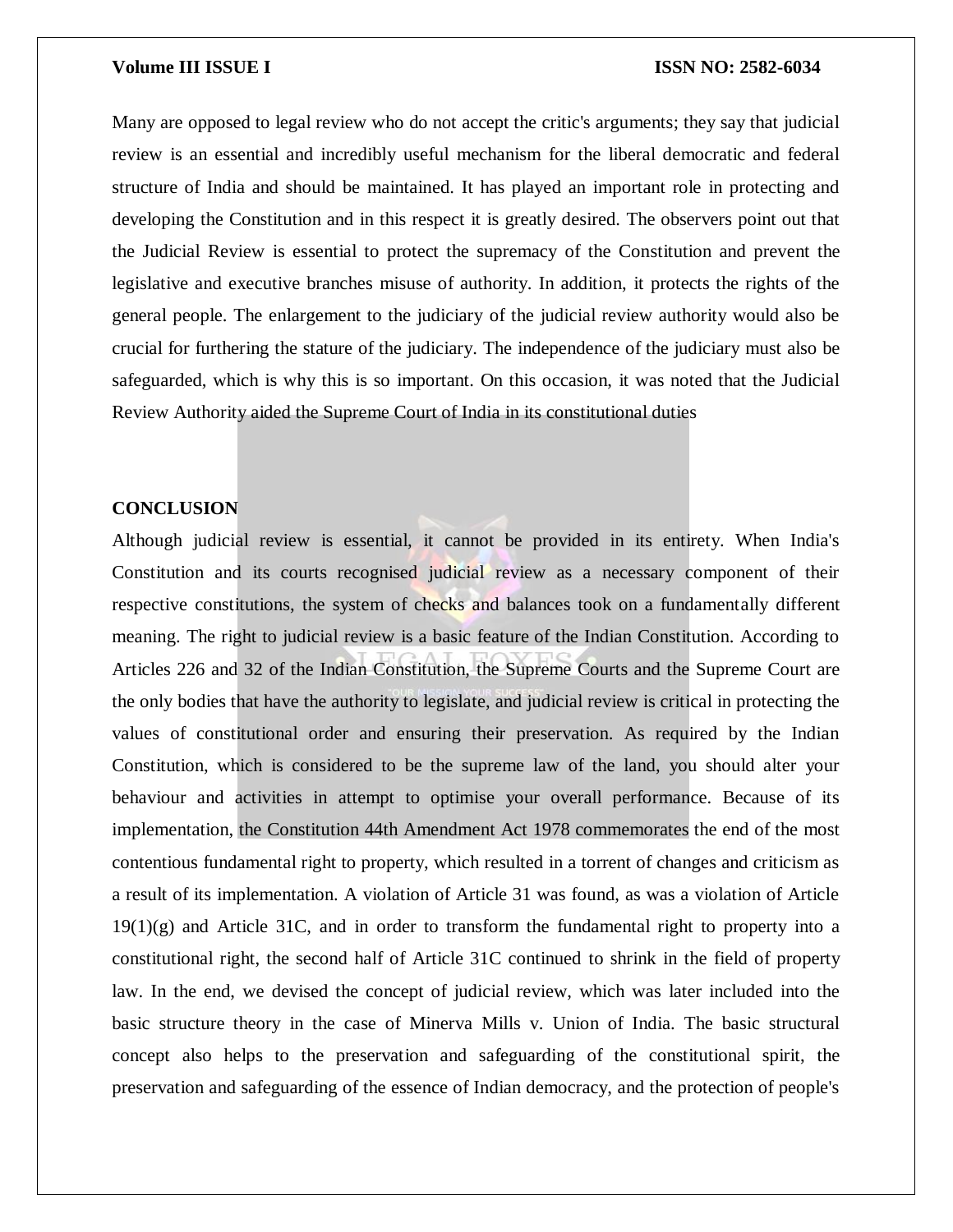Many are opposed to legal review who do not accept the critic's arguments; they say that judicial review is an essential and incredibly useful mechanism for the liberal democratic and federal structure of India and should be maintained. It has played an important role in protecting and developing the Constitution and in this respect it is greatly desired. The observers point out that the Judicial Review is essential to protect the supremacy of the Constitution and prevent the legislative and executive branches misuse of authority. In addition, it protects the rights of the general people. The enlargement to the judiciary of the judicial review authority would also be crucial for furthering the stature of the judiciary. The independence of the judiciary must also be safeguarded, which is why this is so important. On this occasion, it was noted that the Judicial Review Authority aided the Supreme Court of India in its constitutional duties

**CONCLUSION**

Although judicial review is essential, it cannot be provided in its entirety. When India's Constitution and its courts recognised judicial review as a necessary component of their respective constitutions, the system of checks and balances took on a fundamentally different meaning. The right to judicial review is a basic feature of the Indian Constitution. According to Articles 226 and 32 of the Indian Constitution, the Supreme Courts and the Supreme Court are the only bodies that have the authority to legislate, and judicial review is critical in protecting the values of constitutional order and ensuring their preservation. As required by the Indian Constitution, which is considered to be the supreme law of the land, you should alter your behaviour and activities in attempt to optimise your overall performance. Because of its implementation, the Constitution 44th Amendment Act 1978 commemorates the end of the most contentious fundamental right to property, which resulted in a torrent of changes and criticism as a result of its implementation. A violation of Article 31 was found, as was a violation of Article 19(1)(g) and Article 31C, and in order to transform the fundamental right to property into a constitutional right, the second half of Article 31C continued to shrink in the field of property law. In the end, we devised the concept of judicial review, which was later included into the basic structure theory in the case of Minerva Mills v. Union of India. The basic structural concept also helps to the preservation and safeguarding of the constitutional spirit, the preservation and safeguarding of the essence of Indian democracy, and the protection of people's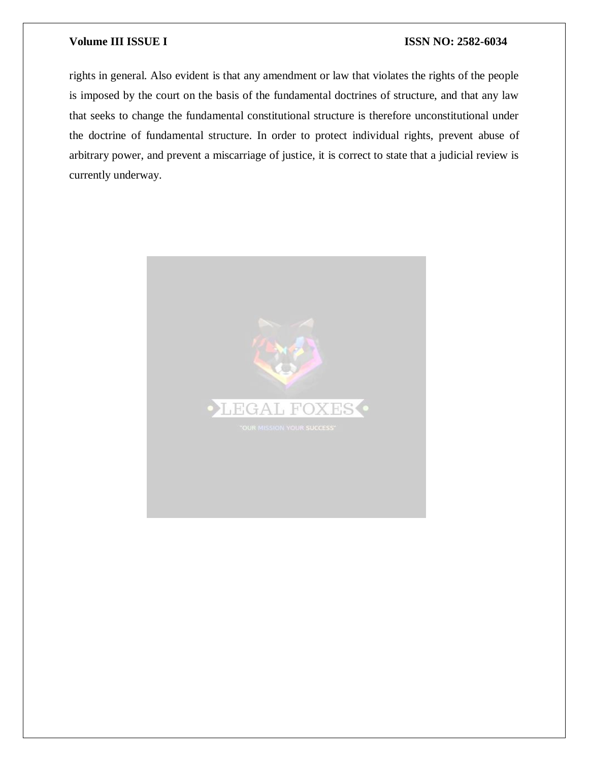rights in general. Also evident is that any amendment or law that violates the rights of the people is imposed by the court on the basis of the fundamental doctrines of structure, and that any law that seeks to change the fundamental constitutional structure is therefore unconstitutional under the doctrine of fundamental structure. In order to protect individual rights, prevent abuse of arbitrary power, and prevent a miscarriage of justice, it is correct to state that a judicial review is currently underway.